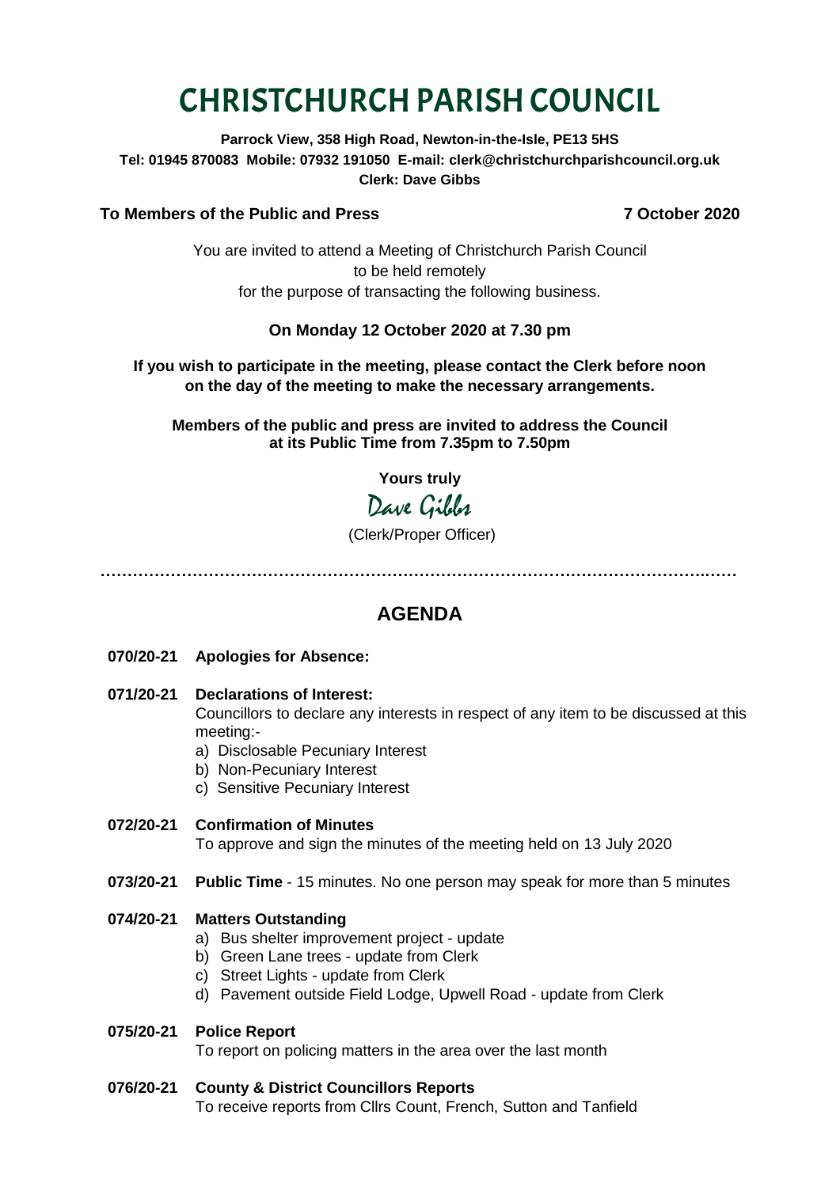# CHRISTCHURCH PARISH COUNCIL

**Parrock View, 358 High Road, Newton-in-the-Isle, PE13 5HS**
**Tel: 01945 870083 Mobile: 07932 191050 E-mail: clerk@christchurchparishcouncil.org.uk**
**Clerk: Dave Gibbs**

**To Members of the Public and Press** **7 October 2020**

You are invited to attend a Meeting of Christchurch Parish Council
to be held remotely
for the purpose of transacting the following business.

**On Monday 12 October 2020 at 7.30 pm**

**If you wish to participate in the meeting, please contact the Clerk before noon on the day of the meeting to make the necessary arrangements.**

**Members of the public and press are invited to address the Council at its Public Time from 7.35pm to 7.50pm**

**Yours truly**

*Dave Gibbs*

(Clerk/Proper Officer)

---

## AGENDA

**070/20-21 Apologies for Absence:**

**071/20-21 Declarations of Interest:**
Councillors to declare any interests in respect of any item to be discussed at this meeting:-
a) Disclosable Pecuniary Interest
b) Non-Pecuniary Interest
c) Sensitive Pecuniary Interest

**072/20-21 Confirmation of Minutes**
To approve and sign the minutes of the meeting held on 13 July 2020

**073/20-21 Public Time** - 15 minutes. No one person may speak for more than 5 minutes

**074/20-21 Matters Outstanding**
a) Bus shelter improvement project - update
b) Green Lane trees - update from Clerk
c) Street Lights - update from Clerk
d) Pavement outside Field Lodge, Upwell Road - update from Clerk

**075/20-21 Police Report**
To report on policing matters in the area over the last month

**076/20-21 County & District Councillors Reports**
To receive reports from Cllrs Count, French, Sutton and Tanfield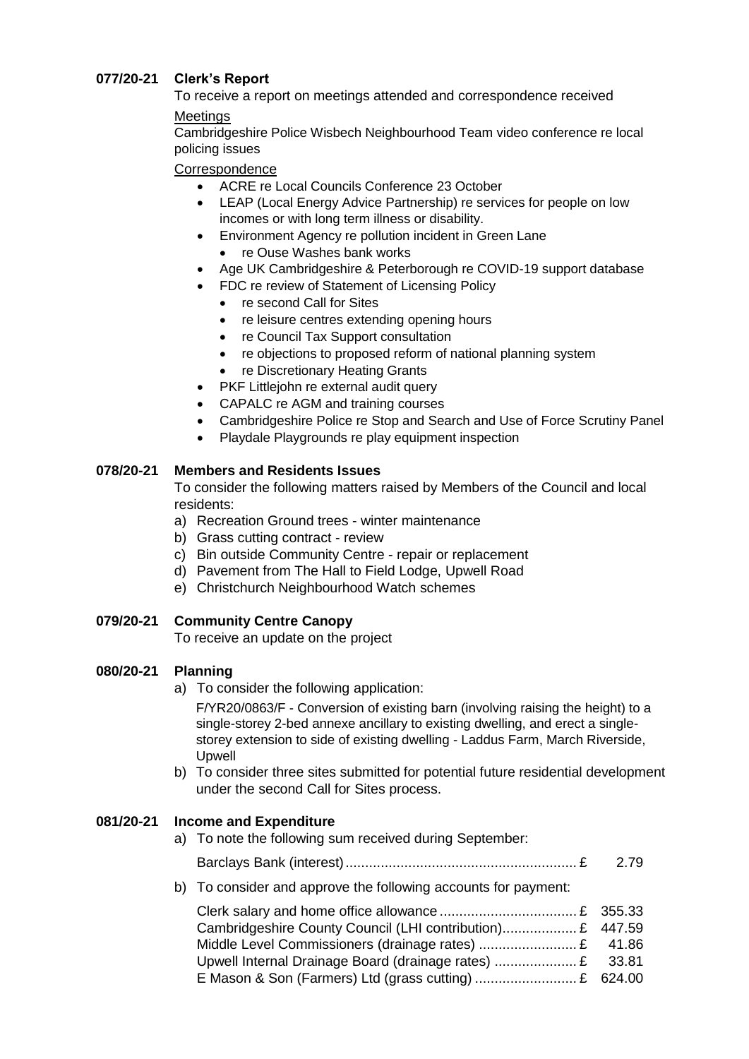### 077/20-21 Clerk's Report

To receive a report on meetings attended and correspondence received

Meetings

Cambridgeshire Police Wisbech Neighbourhood Team video conference re local policing issues

Correspondence

- ACRE re Local Councils Conference 23 October
- LEAP (Local Energy Advice Partnership) re services for people on low incomes or with long term illness or disability.
- Environment Agency re pollution incident in Green Lane
  - re Ouse Washes bank works
- Age UK Cambridgeshire & Peterborough re COVID-19 support database
- FDC re review of Statement of Licensing Policy
  - re second Call for Sites
  - re leisure centres extending opening hours
  - re Council Tax Support consultation
  - re objections to proposed reform of national planning system
  - re Discretionary Heating Grants
- PKF Littlejohn re external audit query
- CAPALC re AGM and training courses
- Cambridgeshire Police re Stop and Search and Use of Force Scrutiny Panel
- Playdale Playgrounds re play equipment inspection

### 078/20-21 Members and Residents Issues

To consider the following matters raised by Members of the Council and local residents:

a) Recreation Ground trees - winter maintenance
b) Grass cutting contract - review
c) Bin outside Community Centre - repair or replacement
d) Pavement from The Hall to Field Lodge, Upwell Road
e) Christchurch Neighbourhood Watch schemes

### 079/20-21 Community Centre Canopy

To receive an update on the project

### 080/20-21 Planning

a) To consider the following application:

   F/YR20/0863/F - Conversion of existing barn (involving raising the height) to a single-storey 2-bed annexe ancillary to existing dwelling, and erect a single-storey extension to side of existing dwelling - Laddus Farm, March Riverside, Upwell

b) To consider three sites submitted for potential future residential development under the second Call for Sites process.

### 081/20-21 Income and Expenditure

a) To note the following sum received during September:

| | | |
|---|---|---|
| Barclays Bank (interest) | £ | 2.79 |

b) To consider and approve the following accounts for payment:

| | | |
|---|---|---|
| Clerk salary and home office allowance | £ | 355.33 |
| Cambridgeshire County Council (LHI contribution) | £ | 447.59 |
| Middle Level Commissioners (drainage rates) | £ | 41.86 |
| Upwell Internal Drainage Board (drainage rates) | £ | 33.81 |
| E Mason & Son (Farmers) Ltd (grass cutting) | £ | 624.00 |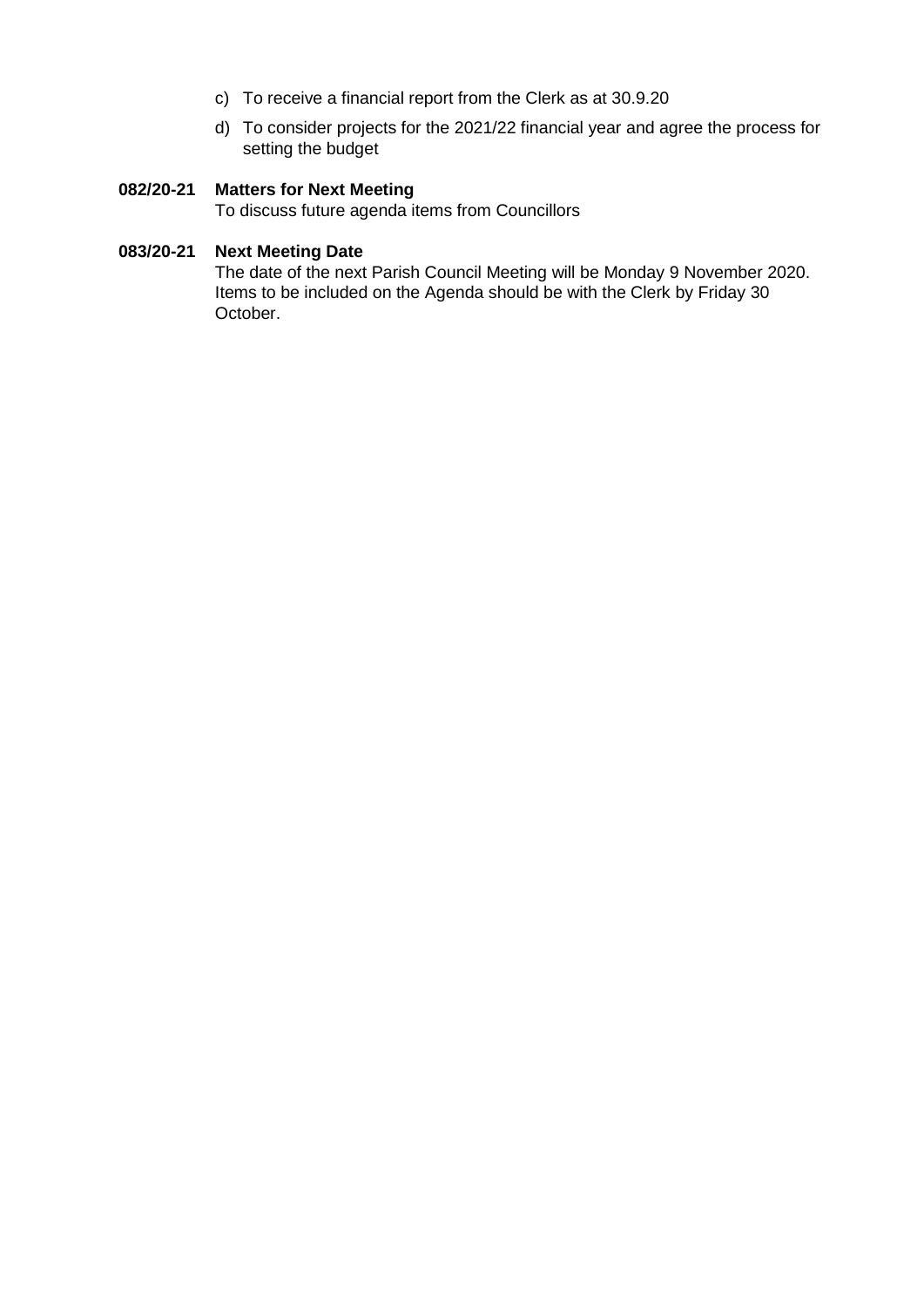c) To receive a financial report from the Clerk as at 30.9.20

d) To consider projects for the 2021/22 financial year and agree the process for setting the budget

**082/20-21 Matters for Next Meeting**

To discuss future agenda items from Councillors

**083/20-21 Next Meeting Date**

The date of the next Parish Council Meeting will be Monday 9 November 2020. Items to be included on the Agenda should be with the Clerk by Friday 30 October.